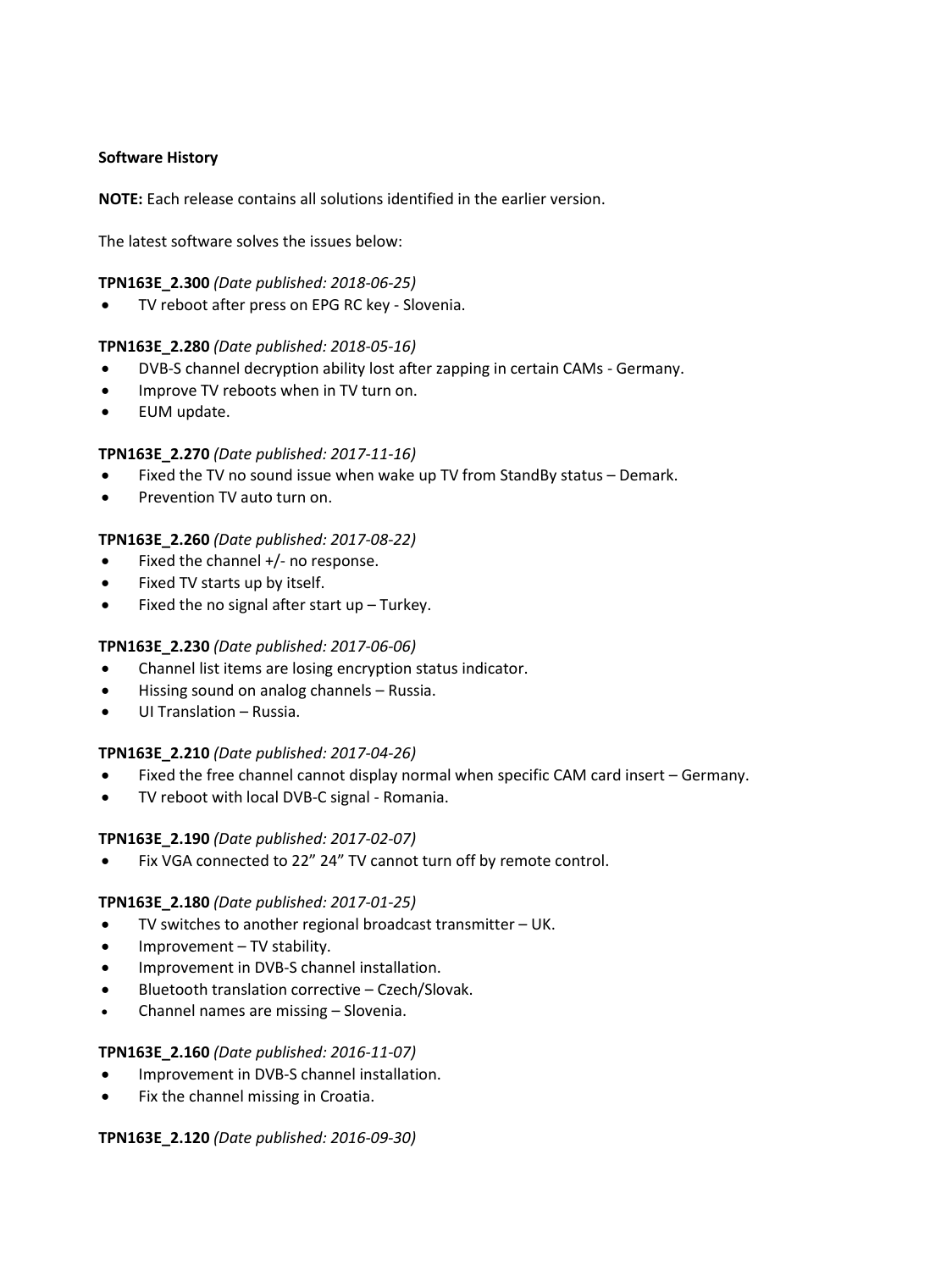**Software History**

**NOTE:** Each release contains all solutions identified in the earlier version.

The latest software solves the issues below:

**TPN163E_2.300** *(Date published: 2018-06-25)*

- TV reboot after press on EPG RC key - Slovenia.

**TPN163E_2.280** *(Date published: 2018-05-16)*

- DVB-S channel decryption ability lost after zapping in certain CAMs - Germany.
- Improve TV reboots when in TV turn on.
- EUM update.

**TPN163E_2.270** *(Date published: 2017-11-16)*

- Fixed the TV no sound issue when wake up TV from StandBy status – Demark.
- Prevention TV auto turn on.

**TPN163E_2.260** *(Date published: 2017-08-22)*

- Fixed the channel +/- no response.
- Fixed TV starts up by itself.
- Fixed the no signal after start up – Turkey.

**TPN163E_2.230** *(Date published: 2017-06-06)*

- Channel list items are losing encryption status indicator.
- Hissing sound on analog channels – Russia.
- UI Translation – Russia.

**TPN163E_2.210** *(Date published: 2017-04-26)*

- Fixed the free channel cannot display normal when specific CAM card insert – Germany.
- TV reboot with local DVB-C signal - Romania.

**TPN163E_2.190** *(Date published: 2017-02-07)*

- Fix VGA connected to 22” 24” TV cannot turn off by remote control.

**TPN163E_2.180** *(Date published: 2017-01-25)*

- TV switches to another regional broadcast transmitter – UK.
- Improvement – TV stability.
- Improvement in DVB-S channel installation.
- Bluetooth translation corrective – Czech/Slovak.
- Channel names are missing – Slovenia.

**TPN163E_2.160** *(Date published: 2016-11-07)*

- Improvement in DVB-S channel installation.
- Fix the channel missing in Croatia.

**TPN163E_2.120** *(Date published: 2016-09-30)*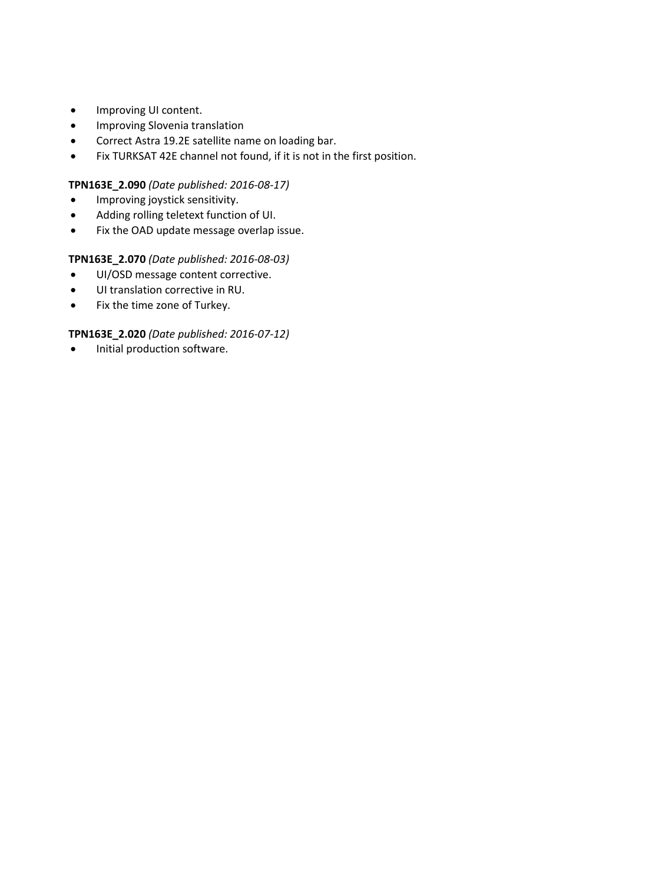- Improving UI content.
- Improving Slovenia translation
- Correct Astra 19.2E satellite name on loading bar.
- Fix TURKSAT 42E channel not found, if it is not in the first position.

**TPN163E_2.090** *(Date published: 2016-08-17)*

- Improving joystick sensitivity.
- Adding rolling teletext function of UI.
- Fix the OAD update message overlap issue.

**TPN163E_2.070** *(Date published: 2016-08-03)*

- UI/OSD message content corrective.
- UI translation corrective in RU.
- Fix the time zone of Turkey.

**TPN163E_2.020** *(Date published: 2016-07-12)*

- Initial production software.